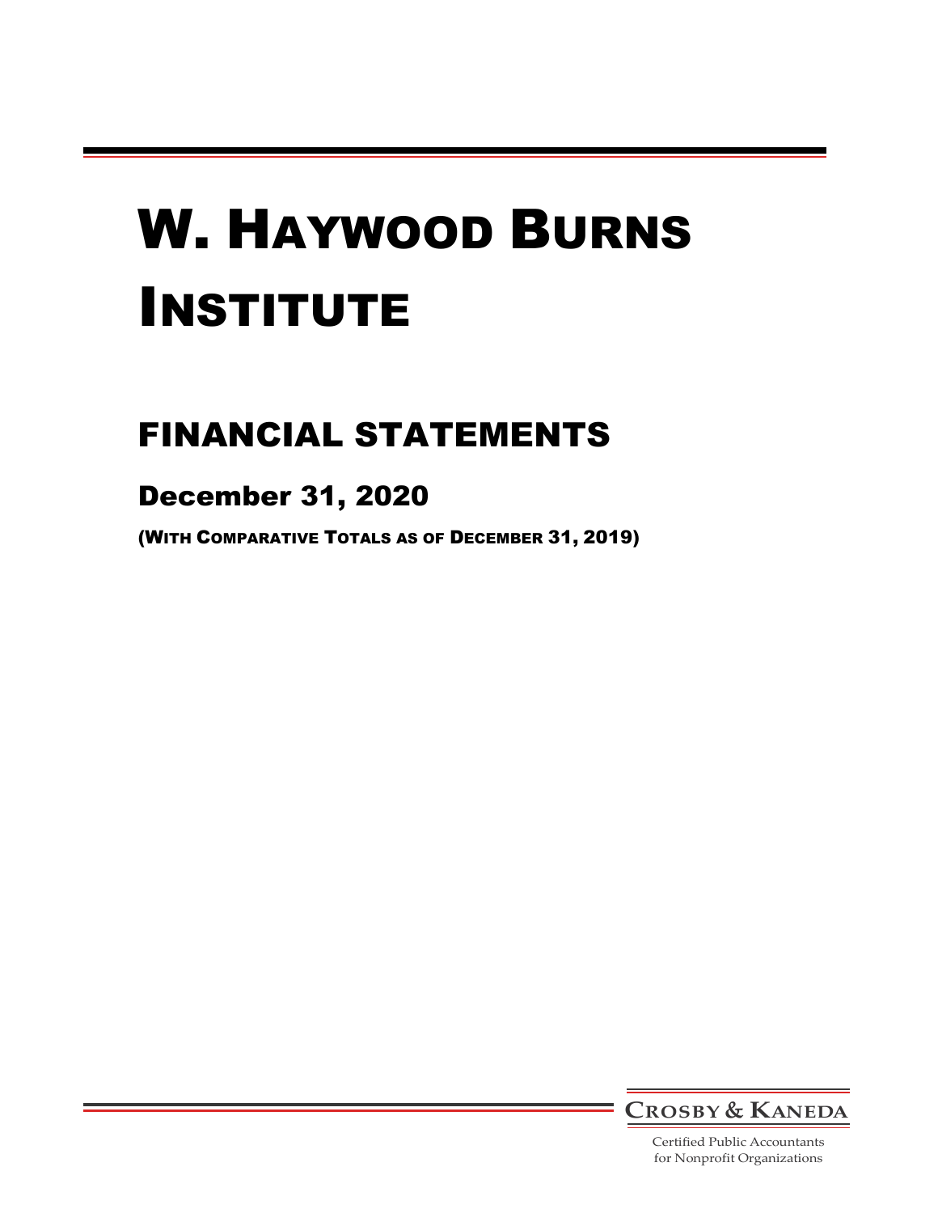# W. Haywood Burns Institute

## FINANCIAL STATEMENTS

### December 31, 2020

(With Comparative Totals as of December 31, 2019)

**Crosby & Kaneda**

Certified Public Accountants
for Nonprofit Organizations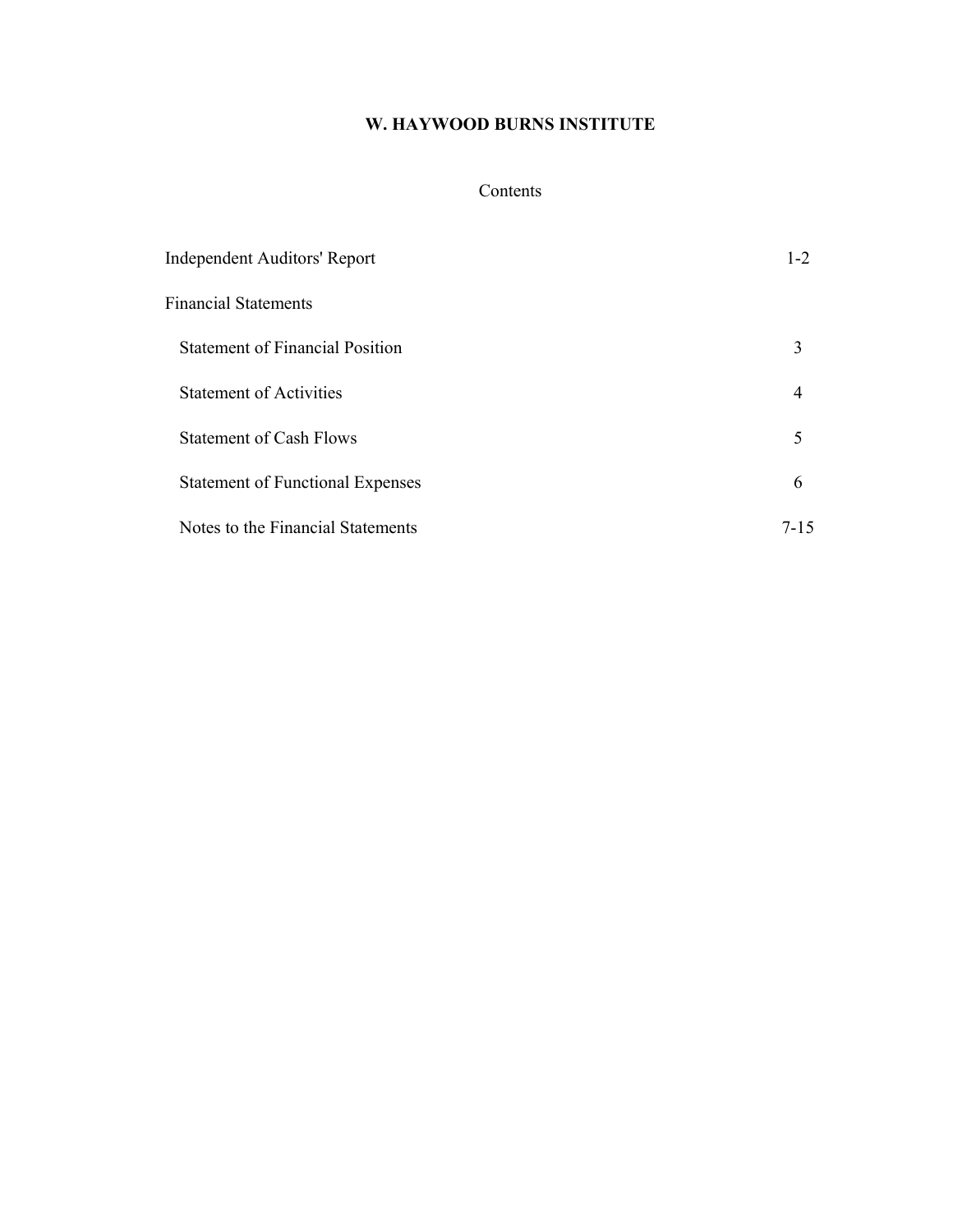# W. HAYWOOD BURNS INSTITUTE

## Contents

| | |
|---|---|
| Independent Auditors' Report | 1-2 |
| Financial Statements | |
| Statement of Financial Position | 3 |
| Statement of Activities | 4 |
| Statement of Cash Flows | 5 |
| Statement of Functional Expenses | 6 |
| Notes to the Financial Statements | 7-15 |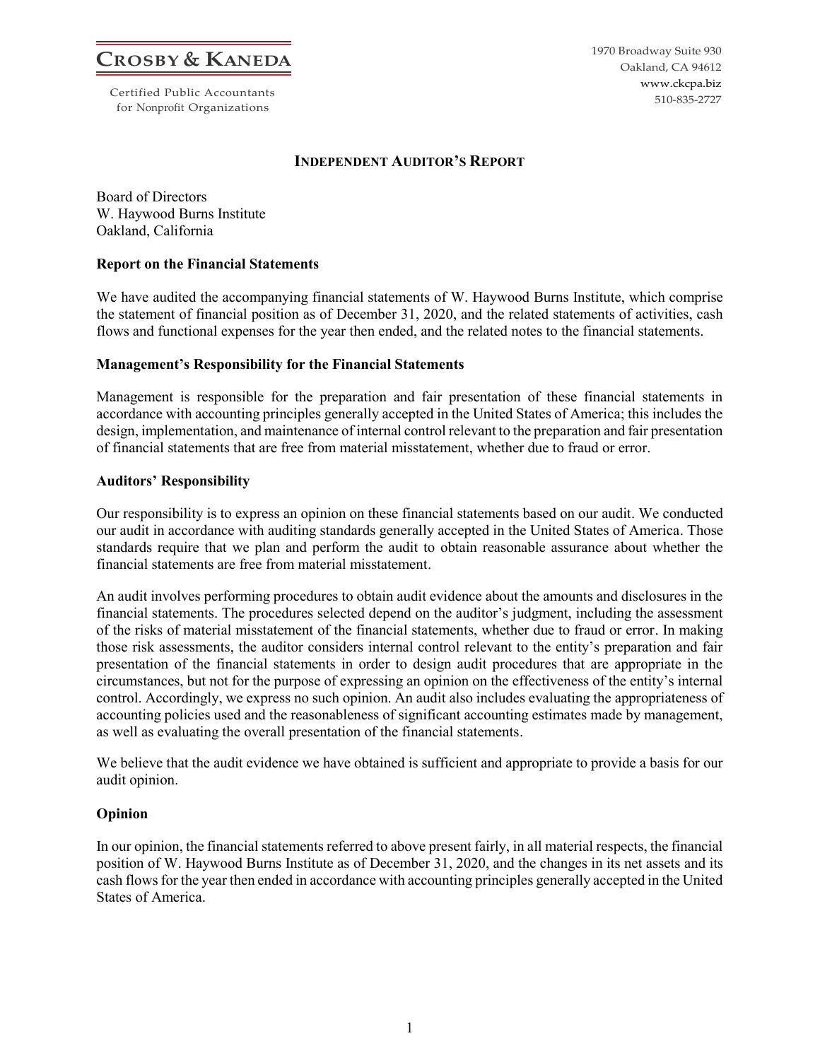**CROSBY & KANEDA**

Certified Public Accountants
for Nonprofit Organizations

1970 Broadway Suite 930
Oakland, CA 94612
www.ckcpa.biz
510-835-2727

## INDEPENDENT AUDITOR'S REPORT

Board of Directors
W. Haywood Burns Institute
Oakland, California

### Report on the Financial Statements

We have audited the accompanying financial statements of W. Haywood Burns Institute, which comprise the statement of financial position as of December 31, 2020, and the related statements of activities, cash flows and functional expenses for the year then ended, and the related notes to the financial statements.

### Management's Responsibility for the Financial Statements

Management is responsible for the preparation and fair presentation of these financial statements in accordance with accounting principles generally accepted in the United States of America; this includes the design, implementation, and maintenance of internal control relevant to the preparation and fair presentation of financial statements that are free from material misstatement, whether due to fraud or error.

### Auditors' Responsibility

Our responsibility is to express an opinion on these financial statements based on our audit. We conducted our audit in accordance with auditing standards generally accepted in the United States of America. Those standards require that we plan and perform the audit to obtain reasonable assurance about whether the financial statements are free from material misstatement.

An audit involves performing procedures to obtain audit evidence about the amounts and disclosures in the financial statements. The procedures selected depend on the auditor's judgment, including the assessment of the risks of material misstatement of the financial statements, whether due to fraud or error. In making those risk assessments, the auditor considers internal control relevant to the entity's preparation and fair presentation of the financial statements in order to design audit procedures that are appropriate in the circumstances, but not for the purpose of expressing an opinion on the effectiveness of the entity's internal control. Accordingly, we express no such opinion. An audit also includes evaluating the appropriateness of accounting policies used and the reasonableness of significant accounting estimates made by management, as well as evaluating the overall presentation of the financial statements.

We believe that the audit evidence we have obtained is sufficient and appropriate to provide a basis for our audit opinion.

### Opinion

In our opinion, the financial statements referred to above present fairly, in all material respects, the financial position of W. Haywood Burns Institute as of December 31, 2020, and the changes in its net assets and its cash flows for the year then ended in accordance with accounting principles generally accepted in the United States of America.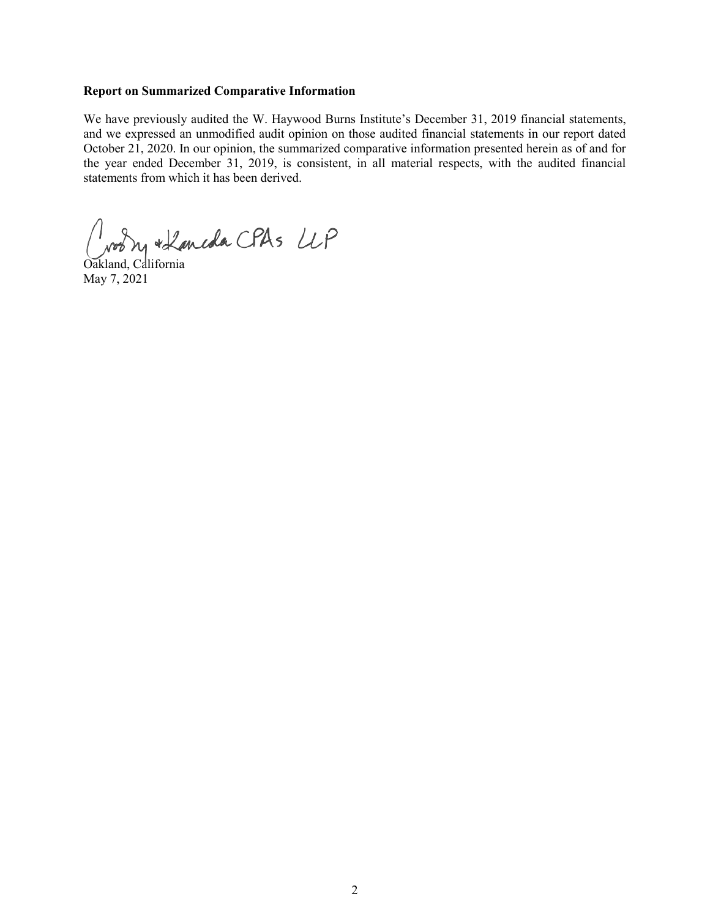**Report on Summarized Comparative Information**

We have previously audited the W. Haywood Burns Institute's December 31, 2019 financial statements, and we expressed an unmodified audit opinion on those audited financial statements in our report dated October 21, 2020. In our opinion, the summarized comparative information presented herein as of and for the year ended December 31, 2019, is consistent, in all material respects, with the audited financial statements from which it has been derived.

Crosby & Kaneda CPAs LLP

Oakland, California
May 7, 2021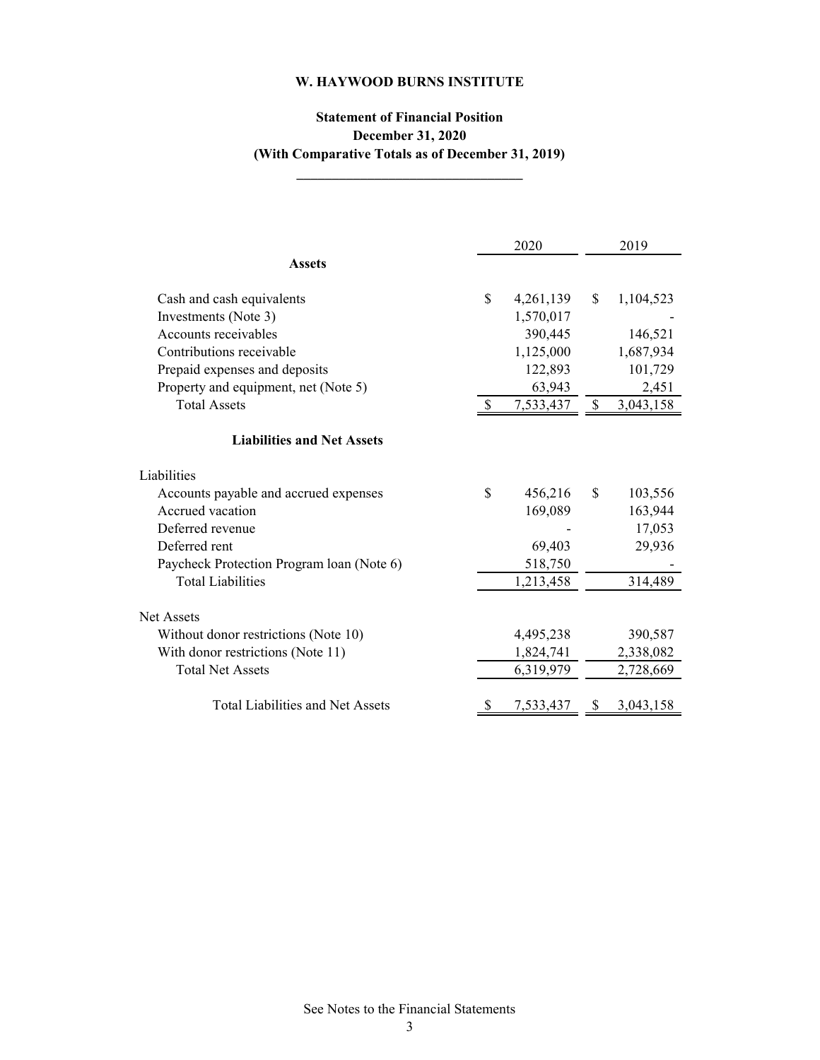# W. HAYWOOD BURNS INSTITUTE

## Statement of Financial Position
### December 31, 2020
### (With Comparative Totals as of December 31, 2019)

| | 2020 | 2019 |
|---|---|---|
| **Assets** | | |
| Cash and cash equivalents | $ 4,261,139 | $ 1,104,523 |
| Investments (Note 3) | 1,570,017 | - |
| Accounts receivables | 390,445 | 146,521 |
| Contributions receivable | 1,125,000 | 1,687,934 |
| Prepaid expenses and deposits | 122,893 | 101,729 |
| Property and equipment, net (Note 5) | 63,943 | 2,451 |
| Total Assets | $ 7,533,437 | $ 3,043,158 |
| **Liabilities and Net Assets** | | |
| Liabilities | | |
| Accounts payable and accrued expenses | $ 456,216 | $ 103,556 |
| Accrued vacation | 169,089 | 163,944 |
| Deferred revenue | - | 17,053 |
| Deferred rent | 69,403 | 29,936 |
| Paycheck Protection Program loan (Note 6) | 518,750 | - |
| Total Liabilities | 1,213,458 | 314,489 |
| Net Assets | | |
| Without donor restrictions (Note 10) | 4,495,238 | 390,587 |
| With donor restrictions (Note 11) | 1,824,741 | 2,338,082 |
| Total Net Assets | 6,319,979 | 2,728,669 |
| Total Liabilities and Net Assets | $ 7,533,437 | $ 3,043,158 |

See Notes to the Financial Statements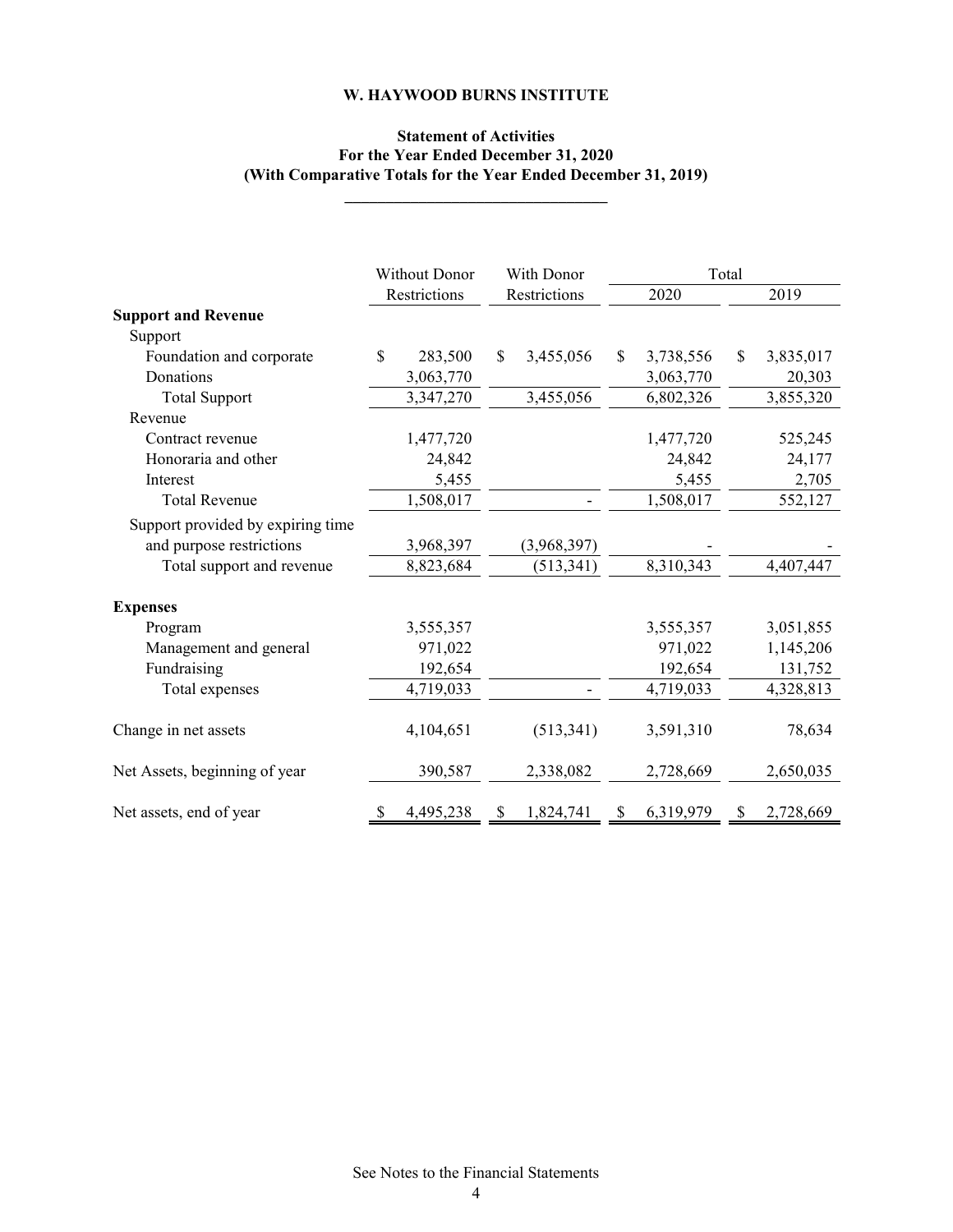**W. HAYWOOD BURNS INSTITUTE**

**Statement of Activities**
**For the Year Ended December 31, 2020**
**(With Comparative Totals for the Year Ended December 31, 2019)**

| | Without Donor Restrictions | With Donor Restrictions | Total | |
|---|---|---|---|---|
| | | | 2020 | 2019 |
| **Support and Revenue** | | | | |
| Support | | | | |
| Foundation and corporate | $ 283,500 | $ 3,455,056 | $ 3,738,556 | $ 3,835,017 |
| Donations | 3,063,770 | | 3,063,770 | 20,303 |
| Total Support | 3,347,270 | 3,455,056 | 6,802,326 | 3,855,320 |
| Revenue | | | | |
| Contract revenue | 1,477,720 | | 1,477,720 | 525,245 |
| Honoraria and other | 24,842 | | 24,842 | 24,177 |
| Interest | 5,455 | | 5,455 | 2,705 |
| Total Revenue | 1,508,017 | - | 1,508,017 | 552,127 |
| Support provided by expiring time and purpose restrictions | 3,968,397 | (3,968,397) | - | - |
| Total support and revenue | 8,823,684 | (513,341) | 8,310,343 | 4,407,447 |
| **Expenses** | | | | |
| Program | 3,555,357 | | 3,555,357 | 3,051,855 |
| Management and general | 971,022 | | 971,022 | 1,145,206 |
| Fundraising | 192,654 | | 192,654 | 131,752 |
| Total expenses | 4,719,033 | - | 4,719,033 | 4,328,813 |
| Change in net assets | 4,104,651 | (513,341) | 3,591,310 | 78,634 |
| Net Assets, beginning of year | 390,587 | 2,338,082 | 2,728,669 | 2,650,035 |
| Net assets, end of year | $ 4,495,238 | $ 1,824,741 | $ 6,319,979 | $ 2,728,669 |

See Notes to the Financial Statements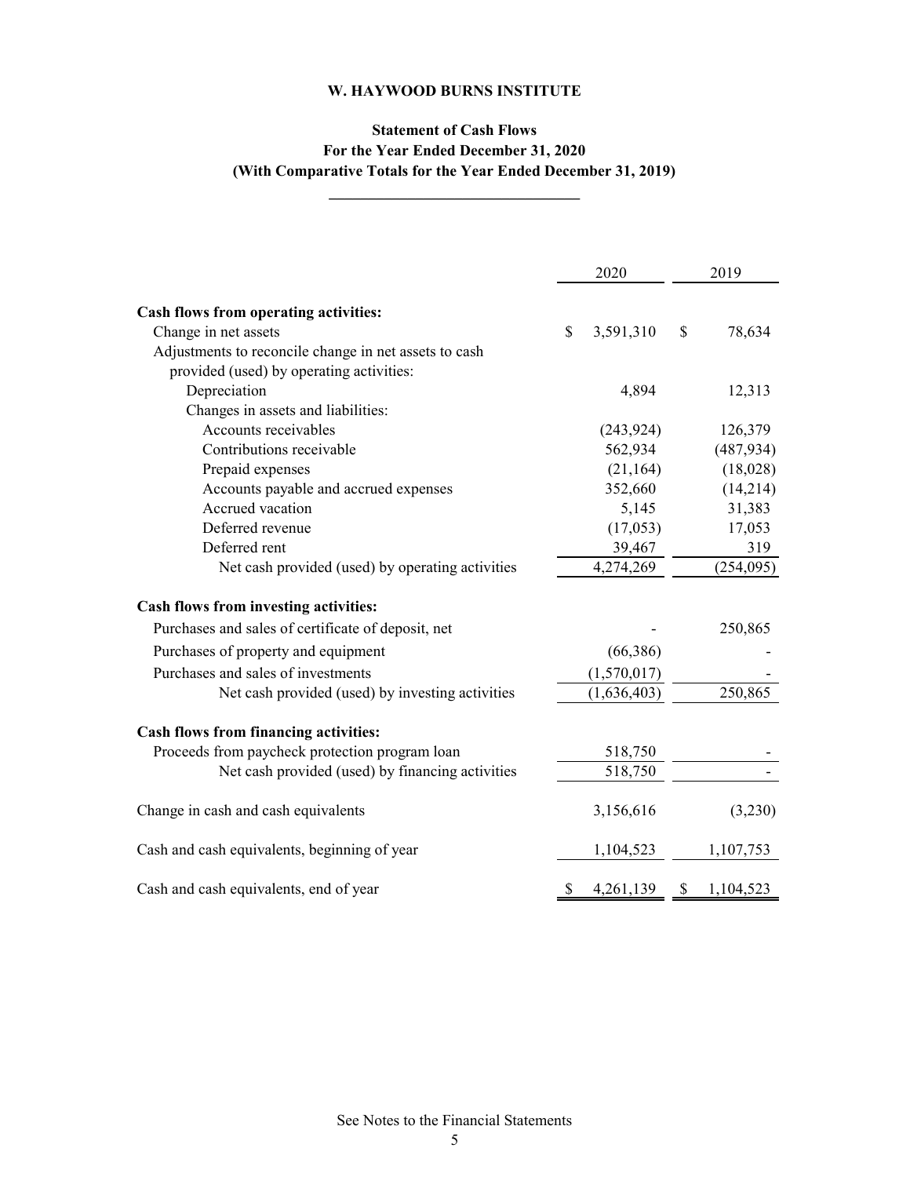# W. HAYWOOD BURNS INSTITUTE

## Statement of Cash Flows
### For the Year Ended December 31, 2020
### (With Comparative Totals for the Year Ended December 31, 2019)

| | 2020 | 2019 |
|---|---|---|
| **Cash flows from operating activities:** | | |
| Change in net assets | $ 3,591,310 | $ 78,634 |
| Adjustments to reconcile change in net assets to cash provided (used) by operating activities: | | |
| Depreciation | 4,894 | 12,313 |
| Changes in assets and liabilities: | | |
| Accounts receivables | (243,924) | 126,379 |
| Contributions receivable | 562,934 | (487,934) |
| Prepaid expenses | (21,164) | (18,028) |
| Accounts payable and accrued expenses | 352,660 | (14,214) |
| Accrued vacation | 5,145 | 31,383 |
| Deferred revenue | (17,053) | 17,053 |
| Deferred rent | 39,467 | 319 |
| Net cash provided (used) by operating activities | 4,274,269 | (254,095) |
| **Cash flows from investing activities:** | | |
| Purchases and sales of certificate of deposit, net | - | 250,865 |
| Purchases of property and equipment | (66,386) | - |
| Purchases and sales of investments | (1,570,017) | - |
| Net cash provided (used) by investing activities | (1,636,403) | 250,865 |
| **Cash flows from financing activities:** | | |
| Proceeds from paycheck protection program loan | 518,750 | - |
| Net cash provided (used) by financing activities | 518,750 | - |
| Change in cash and cash equivalents | 3,156,616 | (3,230) |
| Cash and cash equivalents, beginning of year | 1,104,523 | 1,107,753 |
| Cash and cash equivalents, end of year | $ 4,261,139 | $ 1,104,523 |

See Notes to the Financial Statements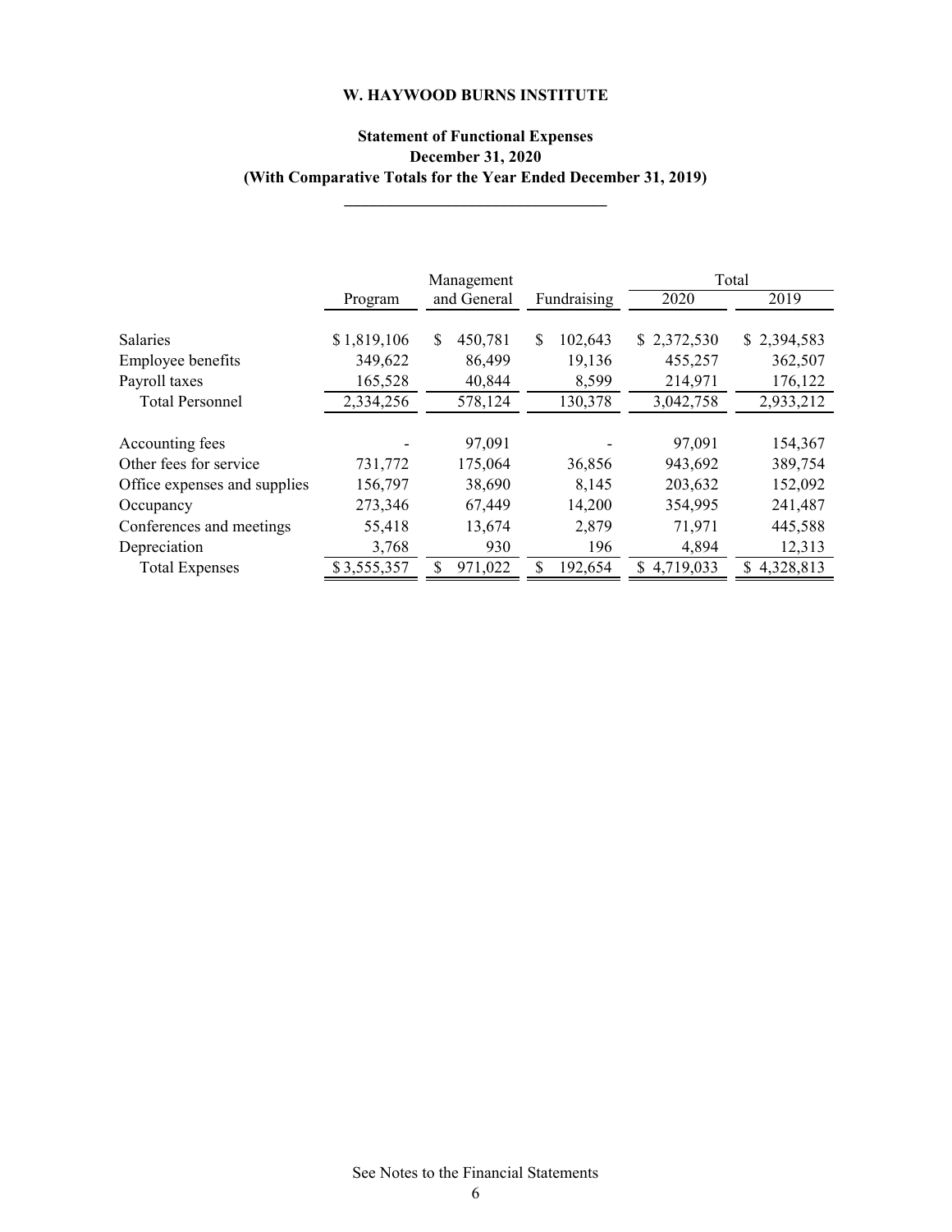**W. HAYWOOD BURNS INSTITUTE**

**Statement of Functional Expenses**
**December 31, 2020**
**(With Comparative Totals for the Year Ended December 31, 2019)**

| | Program | Management and General | Fundraising | Total 2020 | Total 2019 |
|---|---|---|---|---|---|
| Salaries | $ 1,819,106 | $ 450,781 | $ 102,643 | $ 2,372,530 | $ 2,394,583 |
| Employee benefits | 349,622 | 86,499 | 19,136 | 455,257 | 362,507 |
| Payroll taxes | 165,528 | 40,844 | 8,599 | 214,971 | 176,122 |
| Total Personnel | 2,334,256 | 578,124 | 130,378 | 3,042,758 | 2,933,212 |
| Accounting fees | - | 97,091 | - | 97,091 | 154,367 |
| Other fees for service | 731,772 | 175,064 | 36,856 | 943,692 | 389,754 |
| Office expenses and supplies | 156,797 | 38,690 | 8,145 | 203,632 | 152,092 |
| Occupancy | 273,346 | 67,449 | 14,200 | 354,995 | 241,487 |
| Conferences and meetings | 55,418 | 13,674 | 2,879 | 71,971 | 445,588 |
| Depreciation | 3,768 | 930 | 196 | 4,894 | 12,313 |
| Total Expenses | $ 3,555,357 | $ 971,022 | $ 192,654 | $ 4,719,033 | $ 4,328,813 |

See Notes to the Financial Statements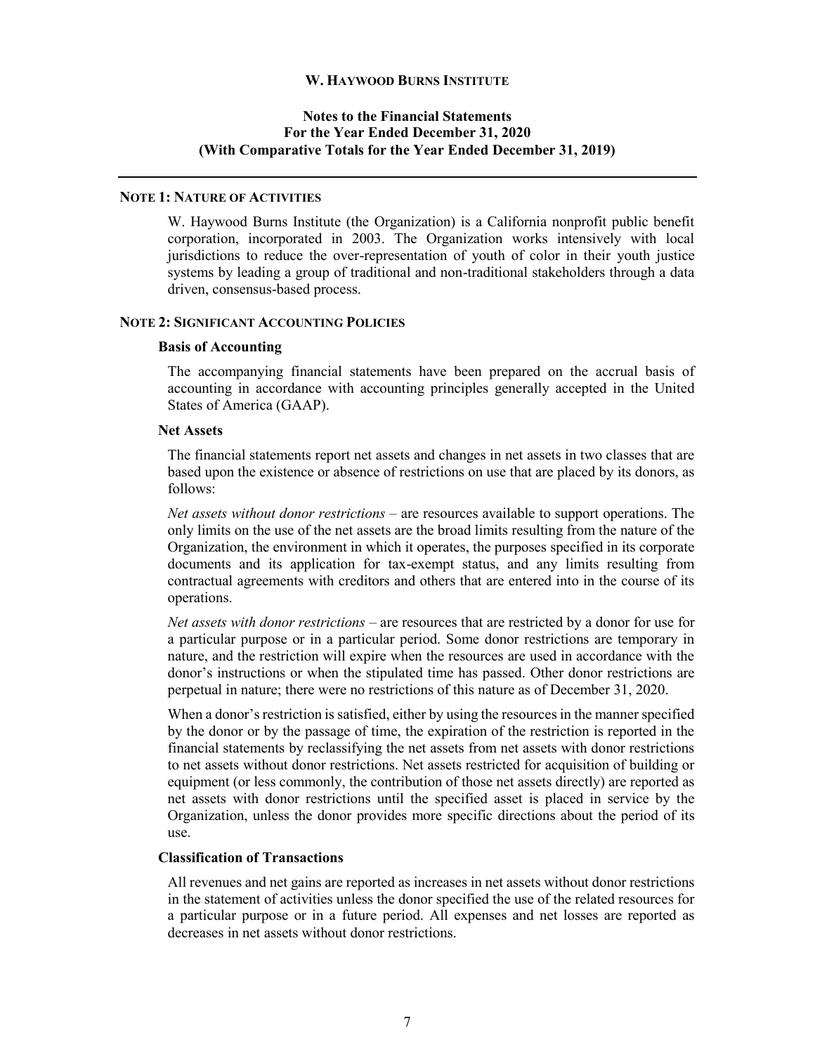**W. HAYWOOD BURNS INSTITUTE**

**Notes to the Financial Statements**
**For the Year Ended December 31, 2020**
**(With Comparative Totals for the Year Ended December 31, 2019)**

---

## NOTE 1: NATURE OF ACTIVITIES

W. Haywood Burns Institute (the Organization) is a California nonprofit public benefit corporation, incorporated in 2003. The Organization works intensively with local jurisdictions to reduce the over-representation of youth of color in their youth justice systems by leading a group of traditional and non-traditional stakeholders through a data driven, consensus-based process.

## NOTE 2: SIGNIFICANT ACCOUNTING POLICIES

### Basis of Accounting

The accompanying financial statements have been prepared on the accrual basis of accounting in accordance with accounting principles generally accepted in the United States of America (GAAP).

### Net Assets

The financial statements report net assets and changes in net assets in two classes that are based upon the existence or absence of restrictions on use that are placed by its donors, as follows:

*Net assets without donor restrictions* – are resources available to support operations. The only limits on the use of the net assets are the broad limits resulting from the nature of the Organization, the environment in which it operates, the purposes specified in its corporate documents and its application for tax-exempt status, and any limits resulting from contractual agreements with creditors and others that are entered into in the course of its operations.

*Net assets with donor restrictions* – are resources that are restricted by a donor for use for a particular purpose or in a particular period. Some donor restrictions are temporary in nature, and the restriction will expire when the resources are used in accordance with the donor's instructions or when the stipulated time has passed. Other donor restrictions are perpetual in nature; there were no restrictions of this nature as of December 31, 2020.

When a donor's restriction is satisfied, either by using the resources in the manner specified by the donor or by the passage of time, the expiration of the restriction is reported in the financial statements by reclassifying the net assets from net assets with donor restrictions to net assets without donor restrictions. Net assets restricted for acquisition of building or equipment (or less commonly, the contribution of those net assets directly) are reported as net assets with donor restrictions until the specified asset is placed in service by the Organization, unless the donor provides more specific directions about the period of its use.

### Classification of Transactions

All revenues and net gains are reported as increases in net assets without donor restrictions in the statement of activities unless the donor specified the use of the related resources for a particular purpose or in a future period. All expenses and net losses are reported as decreases in net assets without donor restrictions.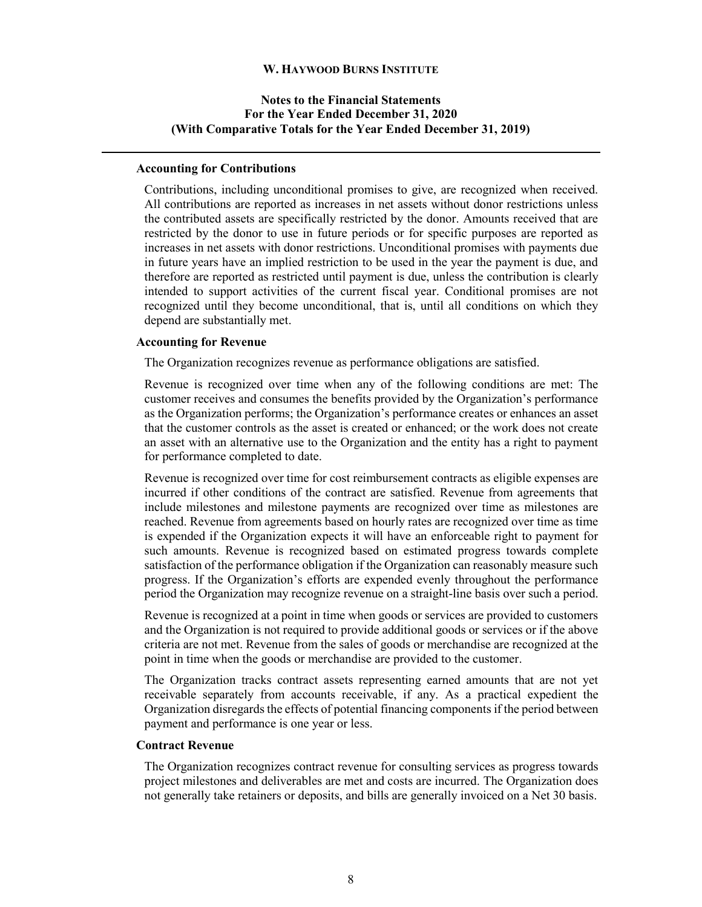### Accounting for Contributions

Contributions, including unconditional promises to give, are recognized when received. All contributions are reported as increases in net assets without donor restrictions unless the contributed assets are specifically restricted by the donor. Amounts received that are restricted by the donor to use in future periods or for specific purposes are reported as increases in net assets with donor restrictions. Unconditional promises with payments due in future years have an implied restriction to be used in the year the payment is due, and therefore are reported as restricted until payment is due, unless the contribution is clearly intended to support activities of the current fiscal year. Conditional promises are not recognized until they become unconditional, that is, until all conditions on which they depend are substantially met.

### Accounting for Revenue

The Organization recognizes revenue as performance obligations are satisfied.

Revenue is recognized over time when any of the following conditions are met: The customer receives and consumes the benefits provided by the Organization's performance as the Organization performs; the Organization's performance creates or enhances an asset that the customer controls as the asset is created or enhanced; or the work does not create an asset with an alternative use to the Organization and the entity has a right to payment for performance completed to date.

Revenue is recognized over time for cost reimbursement contracts as eligible expenses are incurred if other conditions of the contract are satisfied. Revenue from agreements that include milestones and milestone payments are recognized over time as milestones are reached. Revenue from agreements based on hourly rates are recognized over time as time is expended if the Organization expects it will have an enforceable right to payment for such amounts. Revenue is recognized based on estimated progress towards complete satisfaction of the performance obligation if the Organization can reasonably measure such progress. If the Organization's efforts are expended evenly throughout the performance period the Organization may recognize revenue on a straight-line basis over such a period.

Revenue is recognized at a point in time when goods or services are provided to customers and the Organization is not required to provide additional goods or services or if the above criteria are not met. Revenue from the sales of goods or merchandise are recognized at the point in time when the goods or merchandise are provided to the customer.

The Organization tracks contract assets representing earned amounts that are not yet receivable separately from accounts receivable, if any. As a practical expedient the Organization disregards the effects of potential financing components if the period between payment and performance is one year or less.

### Contract Revenue

The Organization recognizes contract revenue for consulting services as progress towards project milestones and deliverables are met and costs are incurred. The Organization does not generally take retainers or deposits, and bills are generally invoiced on a Net 30 basis.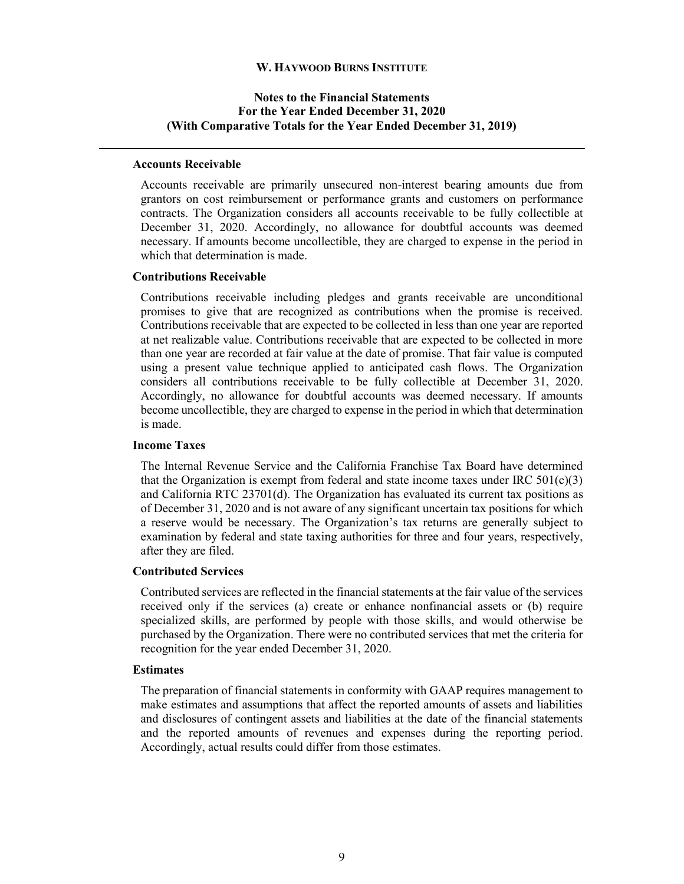#### Accounts Receivable

Accounts receivable are primarily unsecured non-interest bearing amounts due from grantors on cost reimbursement or performance grants and customers on performance contracts. The Organization considers all accounts receivable to be fully collectible at December 31, 2020. Accordingly, no allowance for doubtful accounts was deemed necessary. If amounts become uncollectible, they are charged to expense in the period in which that determination is made.

#### Contributions Receivable

Contributions receivable including pledges and grants receivable are unconditional promises to give that are recognized as contributions when the promise is received. Contributions receivable that are expected to be collected in less than one year are reported at net realizable value. Contributions receivable that are expected to be collected in more than one year are recorded at fair value at the date of promise. That fair value is computed using a present value technique applied to anticipated cash flows. The Organization considers all contributions receivable to be fully collectible at December 31, 2020. Accordingly, no allowance for doubtful accounts was deemed necessary. If amounts become uncollectible, they are charged to expense in the period in which that determination is made.

#### Income Taxes

The Internal Revenue Service and the California Franchise Tax Board have determined that the Organization is exempt from federal and state income taxes under IRC 501(c)(3) and California RTC 23701(d). The Organization has evaluated its current tax positions as of December 31, 2020 and is not aware of any significant uncertain tax positions for which a reserve would be necessary. The Organization's tax returns are generally subject to examination by federal and state taxing authorities for three and four years, respectively, after they are filed.

#### Contributed Services

Contributed services are reflected in the financial statements at the fair value of the services received only if the services (a) create or enhance nonfinancial assets or (b) require specialized skills, are performed by people with those skills, and would otherwise be purchased by the Organization. There were no contributed services that met the criteria for recognition for the year ended December 31, 2020.

#### Estimates

The preparation of financial statements in conformity with GAAP requires management to make estimates and assumptions that affect the reported amounts of assets and liabilities and disclosures of contingent assets and liabilities at the date of the financial statements and the reported amounts of revenues and expenses during the reporting period. Accordingly, actual results could differ from those estimates.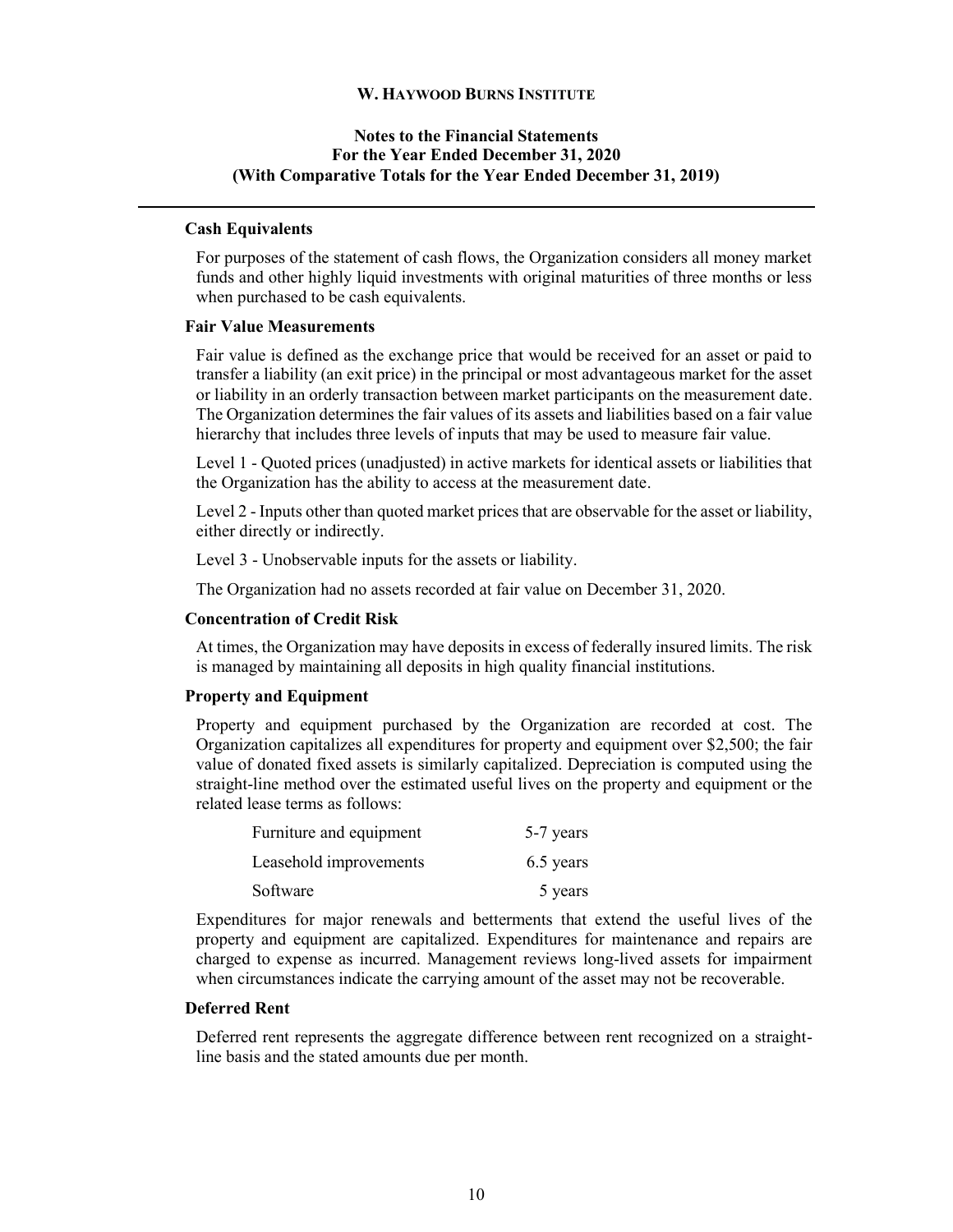### Cash Equivalents

For purposes of the statement of cash flows, the Organization considers all money market funds and other highly liquid investments with original maturities of three months or less when purchased to be cash equivalents.

### Fair Value Measurements

Fair value is defined as the exchange price that would be received for an asset or paid to transfer a liability (an exit price) in the principal or most advantageous market for the asset or liability in an orderly transaction between market participants on the measurement date. The Organization determines the fair values of its assets and liabilities based on a fair value hierarchy that includes three levels of inputs that may be used to measure fair value.

Level 1 - Quoted prices (unadjusted) in active markets for identical assets or liabilities that the Organization has the ability to access at the measurement date.

Level 2 - Inputs other than quoted market prices that are observable for the asset or liability, either directly or indirectly.

Level 3 - Unobservable inputs for the assets or liability.

The Organization had no assets recorded at fair value on December 31, 2020.

### Concentration of Credit Risk

At times, the Organization may have deposits in excess of federally insured limits. The risk is managed by maintaining all deposits in high quality financial institutions.

### Property and Equipment

Property and equipment purchased by the Organization are recorded at cost. The Organization capitalizes all expenditures for property and equipment over $2,500; the fair value of donated fixed assets is similarly capitalized. Depreciation is computed using the straight-line method over the estimated useful lives on the property and equipment or the related lease terms as follows:

| | |
|---|---|
| Furniture and equipment | 5-7 years |
| Leasehold improvements | 6.5 years |
| Software | 5 years |

Expenditures for major renewals and betterments that extend the useful lives of the property and equipment are capitalized. Expenditures for maintenance and repairs are charged to expense as incurred. Management reviews long-lived assets for impairment when circumstances indicate the carrying amount of the asset may not be recoverable.

### Deferred Rent

Deferred rent represents the aggregate difference between rent recognized on a straight-line basis and the stated amounts due per month.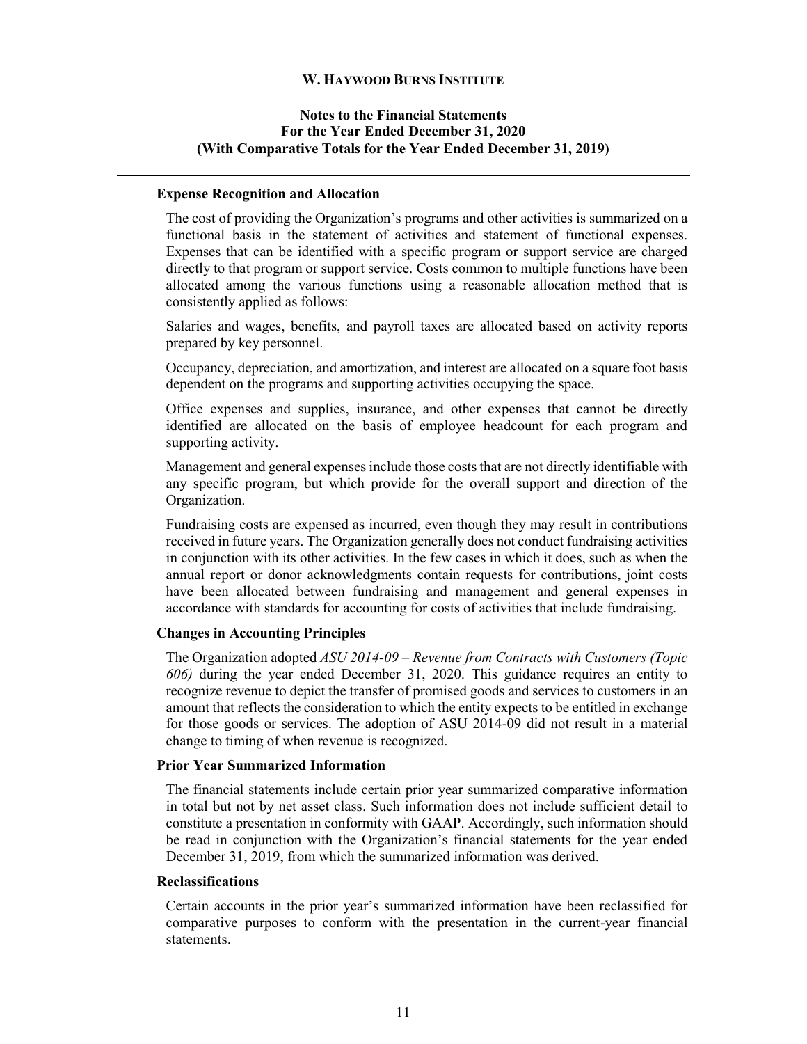### Expense Recognition and Allocation

The cost of providing the Organization's programs and other activities is summarized on a functional basis in the statement of activities and statement of functional expenses. Expenses that can be identified with a specific program or support service are charged directly to that program or support service. Costs common to multiple functions have been allocated among the various functions using a reasonable allocation method that is consistently applied as follows:

Salaries and wages, benefits, and payroll taxes are allocated based on activity reports prepared by key personnel.

Occupancy, depreciation, and amortization, and interest are allocated on a square foot basis dependent on the programs and supporting activities occupying the space.

Office expenses and supplies, insurance, and other expenses that cannot be directly identified are allocated on the basis of employee headcount for each program and supporting activity.

Management and general expenses include those costs that are not directly identifiable with any specific program, but which provide for the overall support and direction of the Organization.

Fundraising costs are expensed as incurred, even though they may result in contributions received in future years. The Organization generally does not conduct fundraising activities in conjunction with its other activities. In the few cases in which it does, such as when the annual report or donor acknowledgments contain requests for contributions, joint costs have been allocated between fundraising and management and general expenses in accordance with standards for accounting for costs of activities that include fundraising.

### Changes in Accounting Principles

The Organization adopted *ASU 2014-09 – Revenue from Contracts with Customers (Topic 606)* during the year ended December 31, 2020. This guidance requires an entity to recognize revenue to depict the transfer of promised goods and services to customers in an amount that reflects the consideration to which the entity expects to be entitled in exchange for those goods or services. The adoption of ASU 2014-09 did not result in a material change to timing of when revenue is recognized.

### Prior Year Summarized Information

The financial statements include certain prior year summarized comparative information in total but not by net asset class. Such information does not include sufficient detail to constitute a presentation in conformity with GAAP. Accordingly, such information should be read in conjunction with the Organization's financial statements for the year ended December 31, 2019, from which the summarized information was derived.

### Reclassifications

Certain accounts in the prior year's summarized information have been reclassified for comparative purposes to conform with the presentation in the current-year financial statements.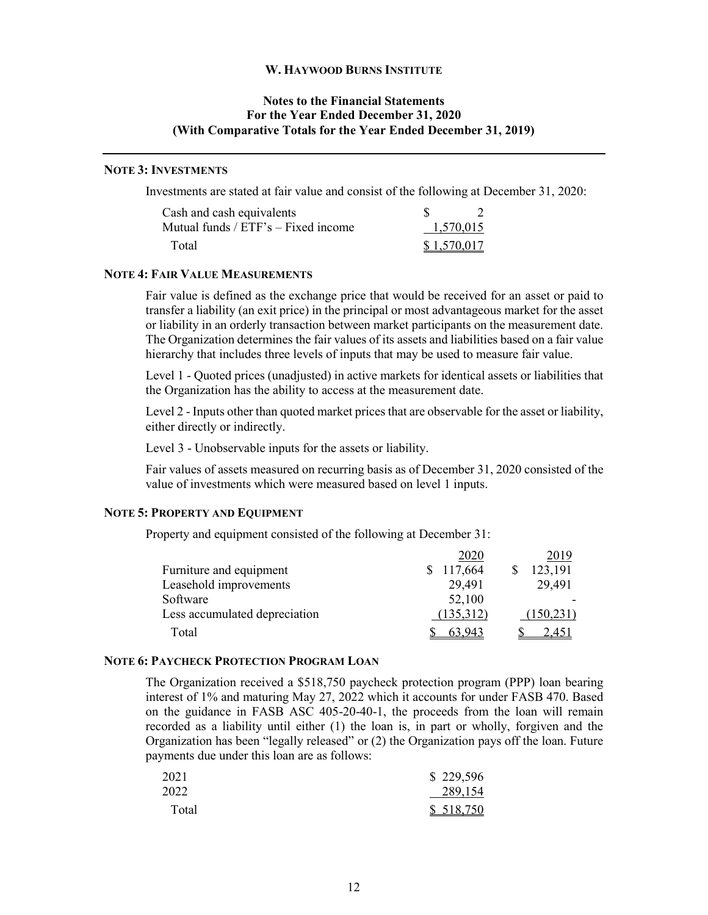## NOTE 3: INVESTMENTS

Investments are stated at fair value and consist of the following at December 31, 2020:

| | |
|---|---|
| Cash and cash equivalents | $ 2 |
| Mutual funds / ETF's – Fixed income | 1,570,015 |
| Total | $ 1,570,017 |

## NOTE 4: FAIR VALUE MEASUREMENTS

Fair value is defined as the exchange price that would be received for an asset or paid to transfer a liability (an exit price) in the principal or most advantageous market for the asset or liability in an orderly transaction between market participants on the measurement date. The Organization determines the fair values of its assets and liabilities based on a fair value hierarchy that includes three levels of inputs that may be used to measure fair value.

Level 1 - Quoted prices (unadjusted) in active markets for identical assets or liabilities that the Organization has the ability to access at the measurement date.

Level 2 - Inputs other than quoted market prices that are observable for the asset or liability, either directly or indirectly.

Level 3 - Unobservable inputs for the assets or liability.

Fair values of assets measured on recurring basis as of December 31, 2020 consisted of the value of investments which were measured based on level 1 inputs.

## NOTE 5: PROPERTY AND EQUIPMENT

Property and equipment consisted of the following at December 31:

| | 2020 | 2019 |
|---|---|---|
| Furniture and equipment | $ 117,664 | $ 123,191 |
| Leasehold improvements | 29,491 | 29,491 |
| Software | 52,100 | - |
| Less accumulated depreciation | (135,312) | (150,231) |
| Total | $ 63,943 | $ 2,451 |

## NOTE 6: PAYCHECK PROTECTION PROGRAM LOAN

The Organization received a $518,750 paycheck protection program (PPP) loan bearing interest of 1% and maturing May 27, 2022 which it accounts for under FASB 470. Based on the guidance in FASB ASC 405-20-40-1, the proceeds from the loan will remain recorded as a liability until either (1) the loan is, in part or wholly, forgiven and the Organization has been "legally released" or (2) the Organization pays off the loan. Future payments due under this loan are as follows:

| | |
|---|---|
| 2021 | $ 229,596 |
| 2022 | 289,154 |
| Total | $ 518,750 |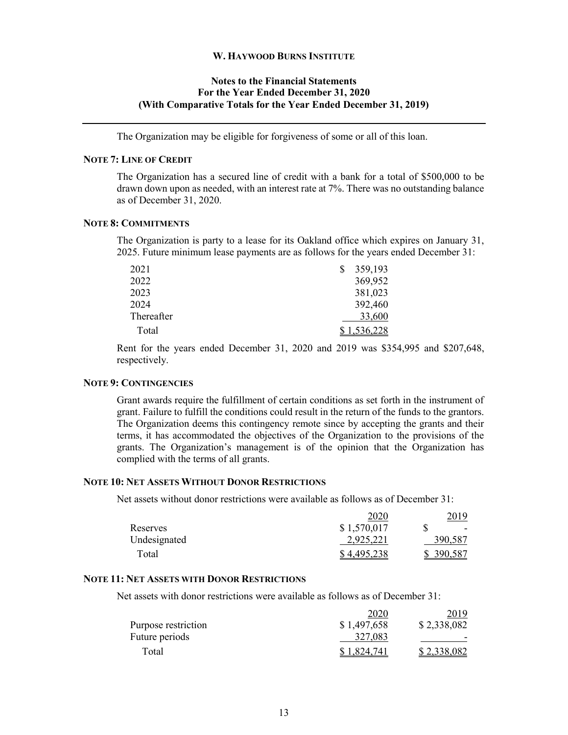The Organization may be eligible for forgiveness of some or all of this loan.

### NOTE 7: LINE OF CREDIT

The Organization has a secured line of credit with a bank for a total of $500,000 to be drawn down upon as needed, with an interest rate at 7%. There was no outstanding balance as of December 31, 2020.

### NOTE 8: COMMITMENTS

The Organization is party to a lease for its Oakland office which expires on January 31, 2025. Future minimum lease payments are as follows for the years ended December 31:

| | |
|---|---|
| 2021 | $ 359,193 |
| 2022 | 369,952 |
| 2023 | 381,023 |
| 2024 | 392,460 |
| Thereafter | 33,600 |
| Total | $ 1,536,228 |

Rent for the years ended December 31, 2020 and 2019 was $354,995 and $207,648, respectively.

### NOTE 9: CONTINGENCIES

Grant awards require the fulfillment of certain conditions as set forth in the instrument of grant. Failure to fulfill the conditions could result in the return of the funds to the grantors. The Organization deems this contingency remote since by accepting the grants and their terms, it has accommodated the objectives of the Organization to the provisions of the grants. The Organization's management is of the opinion that the Organization has complied with the terms of all grants.

### NOTE 10: NET ASSETS WITHOUT DONOR RESTRICTIONS

Net assets without donor restrictions were available as follows as of December 31:

| | 2020 | 2019 |
|---|---|---|
| Reserves | $ 1,570,017 | $ - |
| Undesignated | 2,925,221 | 390,587 |
| Total | $ 4,495,238 | $ 390,587 |

### NOTE 11: NET ASSETS WITH DONOR RESTRICTIONS

Net assets with donor restrictions were available as follows as of December 31:

| | 2020 | 2019 |
|---|---|---|
| Purpose restriction | $ 1,497,658 | $ 2,338,082 |
| Future periods | 327,083 | - |
| Total | $ 1,824,741 | $ 2,338,082 |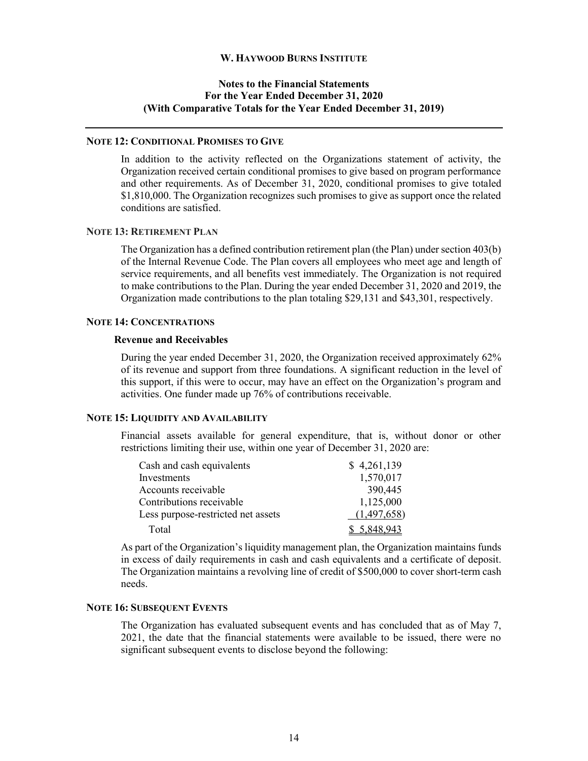## NOTE 12: CONDITIONAL PROMISES TO GIVE

In addition to the activity reflected on the Organizations statement of activity, the Organization received certain conditional promises to give based on program performance and other requirements. As of December 31, 2020, conditional promises to give totaled \$1,810,000. The Organization recognizes such promises to give as support once the related conditions are satisfied.

## NOTE 13: RETIREMENT PLAN

The Organization has a defined contribution retirement plan (the Plan) under section 403(b) of the Internal Revenue Code. The Plan covers all employees who meet age and length of service requirements, and all benefits vest immediately. The Organization is not required to make contributions to the Plan. During the year ended December 31, 2020 and 2019, the Organization made contributions to the plan totaling \$29,131 and \$43,301, respectively.

## NOTE 14: CONCENTRATIONS

### Revenue and Receivables

During the year ended December 31, 2020, the Organization received approximately 62% of its revenue and support from three foundations. A significant reduction in the level of this support, if this were to occur, may have an effect on the Organization's program and activities. One funder made up 76% of contributions receivable.

## NOTE 15: LIQUIDITY AND AVAILABILITY

Financial assets available for general expenditure, that is, without donor or other restrictions limiting their use, within one year of December 31, 2020 are:

| | |
|---|---|
| Cash and cash equivalents | \$ 4,261,139 |
| Investments | 1,570,017 |
| Accounts receivable | 390,445 |
| Contributions receivable | 1,125,000 |
| Less purpose-restricted net assets | (1,497,658) |
| Total | \$ 5,848,943 |

As part of the Organization's liquidity management plan, the Organization maintains funds in excess of daily requirements in cash and cash equivalents and a certificate of deposit. The Organization maintains a revolving line of credit of \$500,000 to cover short-term cash needs.

## NOTE 16: SUBSEQUENT EVENTS

The Organization has evaluated subsequent events and has concluded that as of May 7, 2021, the date that the financial statements were available to be issued, there were no significant subsequent events to disclose beyond the following: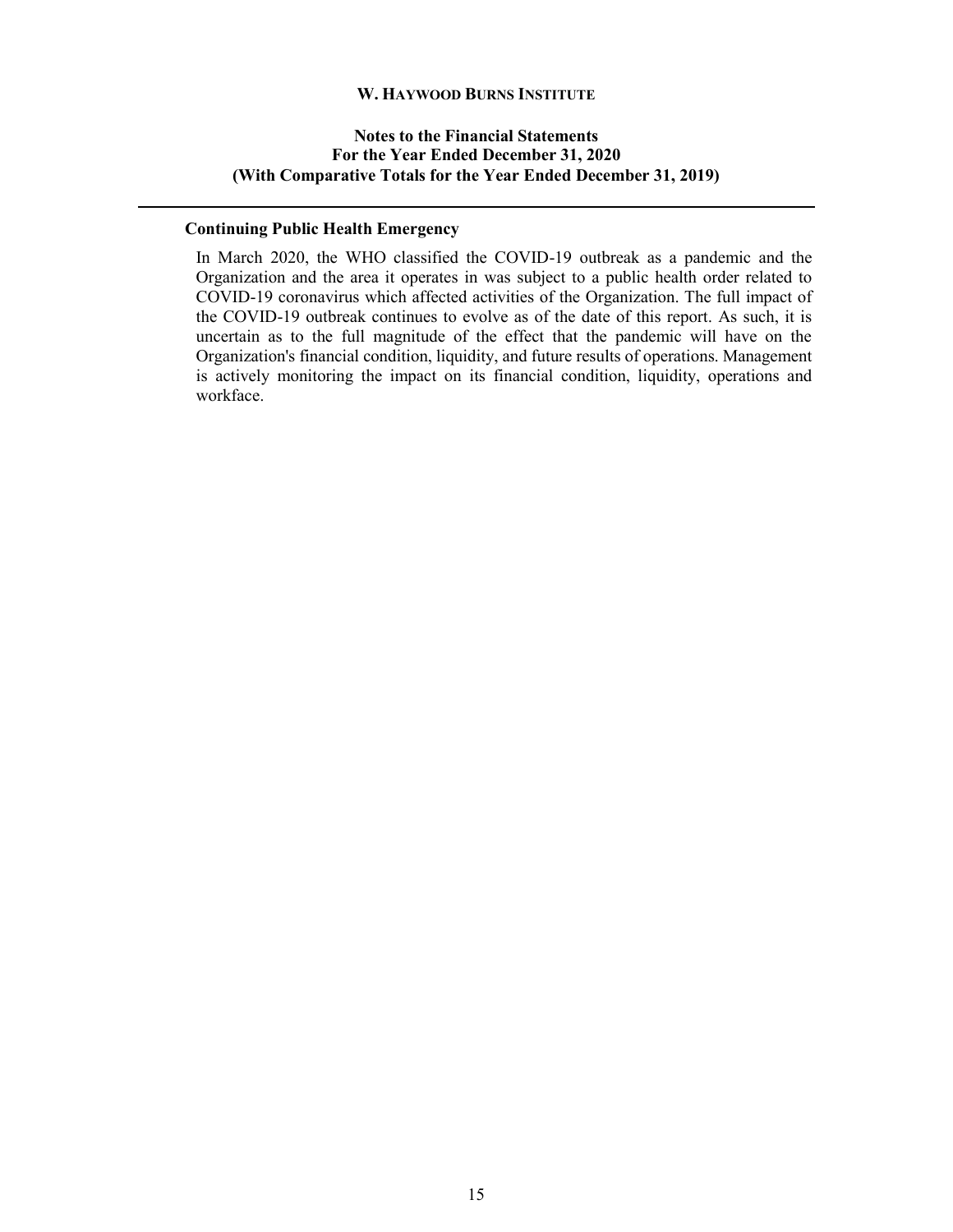### Continuing Public Health Emergency

In March 2020, the WHO classified the COVID-19 outbreak as a pandemic and the Organization and the area it operates in was subject to a public health order related to COVID-19 coronavirus which affected activities of the Organization. The full impact of the COVID-19 outbreak continues to evolve as of the date of this report. As such, it is uncertain as to the full magnitude of the effect that the pandemic will have on the Organization's financial condition, liquidity, and future results of operations. Management is actively monitoring the impact on its financial condition, liquidity, operations and workface.